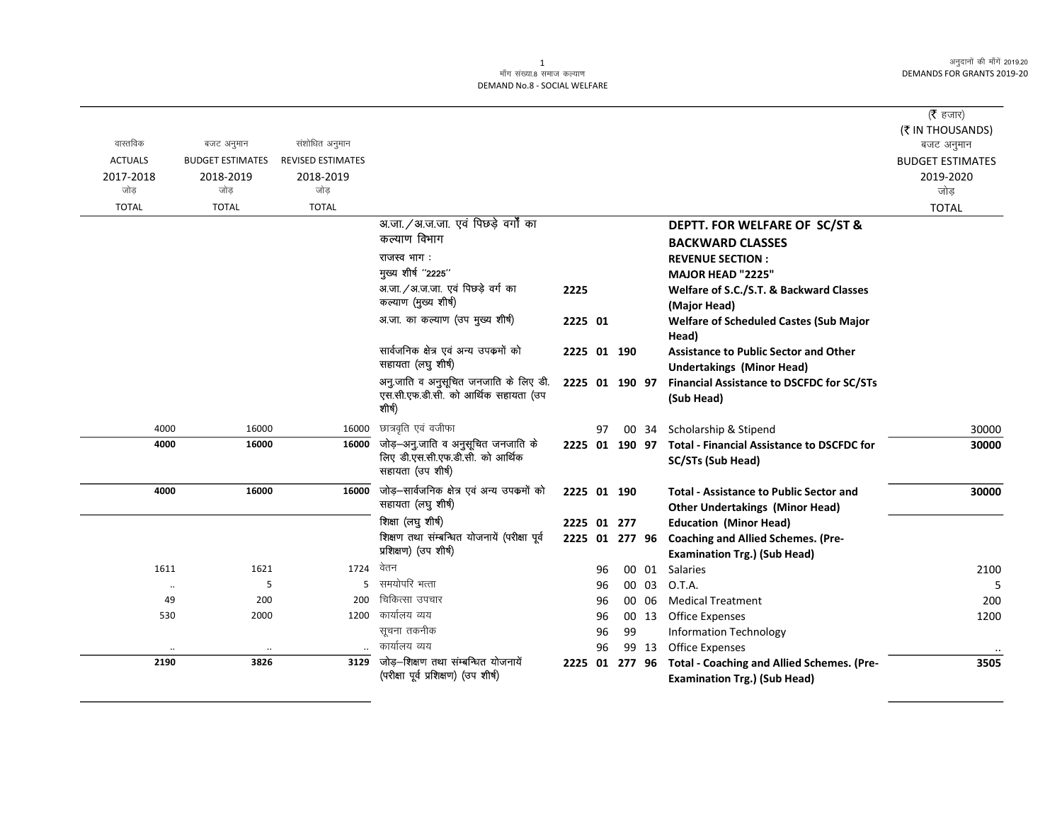माँग संख्या.8 समाज कल्याण
DEMAND No.8 - SOCIAL WELFARE

(₹ हजार)
(₹ IN THOUSANDS)

| वास्तविक ACTUALS 2017-2018 जोड़ TOTAL | बजट अनुमान BUDGET ESTIMATES 2018-2019 जोड़ TOTAL | संशोधित अनुमान REVISED ESTIMATES 2018-2019 जोड़ TOTAL | | | | बजट अनुमान BUDGET ESTIMATES 2019-2020 जोड़ TOTAL |
|---|---|---|---|---|---|---|
| | | | अ.जा./अ.ज.जा. एवं पिछड़े वर्गों का कल्याण विभाग | | **DEPTT. FOR WELFARE OF SC/ST & BACKWARD CLASSES** | |
| | | | राजस्व भाग : | | **REVENUE SECTION :** | |
| | | | मुख्य शीर्ष "2225" | | **MAJOR HEAD "2225"** | |
| | | | अ.जा./अ.ज.जा. एवं पिछड़े वर्ग का कल्याण (मुख्य शीर्ष) | 2225 | **Welfare of S.C./S.T. & Backward Classes (Major Head)** | |
| | | | अ.जा. का कल्याण (उप मुख्य शीर्ष) | 2225 01 | **Welfare of Scheduled Castes (Sub Major Head)** | |
| | | | सार्वजनिक क्षेत्र एवं अन्य उपक्रमों को सहायता (लघु शीर्ष) | 2225 01 190 | **Assistance to Public Sector and Other Undertakings (Minor Head)** | |
| | | | अनु.जाति व अनुसूचित जनजाति के लिए डी.एस.सी.एफ.डी.सी. को आर्थिक सहायता (उप शीर्ष) | 2225 01 190 97 | **Financial Assistance to DSCFDC for SC/STs (Sub Head)** | |
| 4000 | 16000 | 16000 | छात्रवृति एवं वजीफा | 97 00 34 | Scholarship & Stipend | 30000 |
| **4000** | **16000** | **16000** | जोड़-अनु.जाति व अनुसूचित जनजाति के लिए डी.एस.सी.एफ.डी.सी. को आर्थिक सहायता (उप शीर्ष) | 2225 01 190 97 | **Total - Financial Assistance to DSCFDC for SC/STs (Sub Head)** | **30000** |
| **4000** | **16000** | **16000** | जोड़-सार्वजनिक क्षेत्र एवं अन्य उपक्रमों को सहायता (लघु शीर्ष) | 2225 01 190 | **Total - Assistance to Public Sector and Other Undertakings (Minor Head)** | **30000** |
| | | | शिक्षा (लघु शीर्ष) | 2225 01 277 | **Education (Minor Head)** | |
| | | | शिक्षण तथा संम्बन्धित योजनायें (परीक्षा पूर्व प्रशिक्षण) (उप शीर्ष) | 2225 01 277 96 | **Coaching and Allied Schemes. (Pre-Examination Trg.) (Sub Head)** | |
| 1611 | 1621 | 1724 | वेतन | 96 00 01 | Salaries | 2100 |
| .. | 5 | 5 | समयोपरि भत्ता | 96 00 03 | O.T.A. | 5 |
| 49 | 200 | 200 | चिकित्सा उपचार | 96 00 06 | Medical Treatment | 200 |
| 530 | 2000 | 1200 | कार्यालय व्यय | 96 00 13 | Office Expenses | 1200 |
| | | | सूचना तकनीक | 96 99 | Information Technology | |
| .. | .. | .. | कार्यालय व्यय | 96 99 13 | Office Expenses | .. |
| **2190** | **3826** | **3129** | जोड़-शिक्षण तथा संम्बन्धित योजनायें (परीक्षा पूर्व प्रशिक्षण) (उप शीर्ष) | 2225 01 277 96 | **Total - Coaching and Allied Schemes. (Pre-Examination Trg.) (Sub Head)** | **3505** |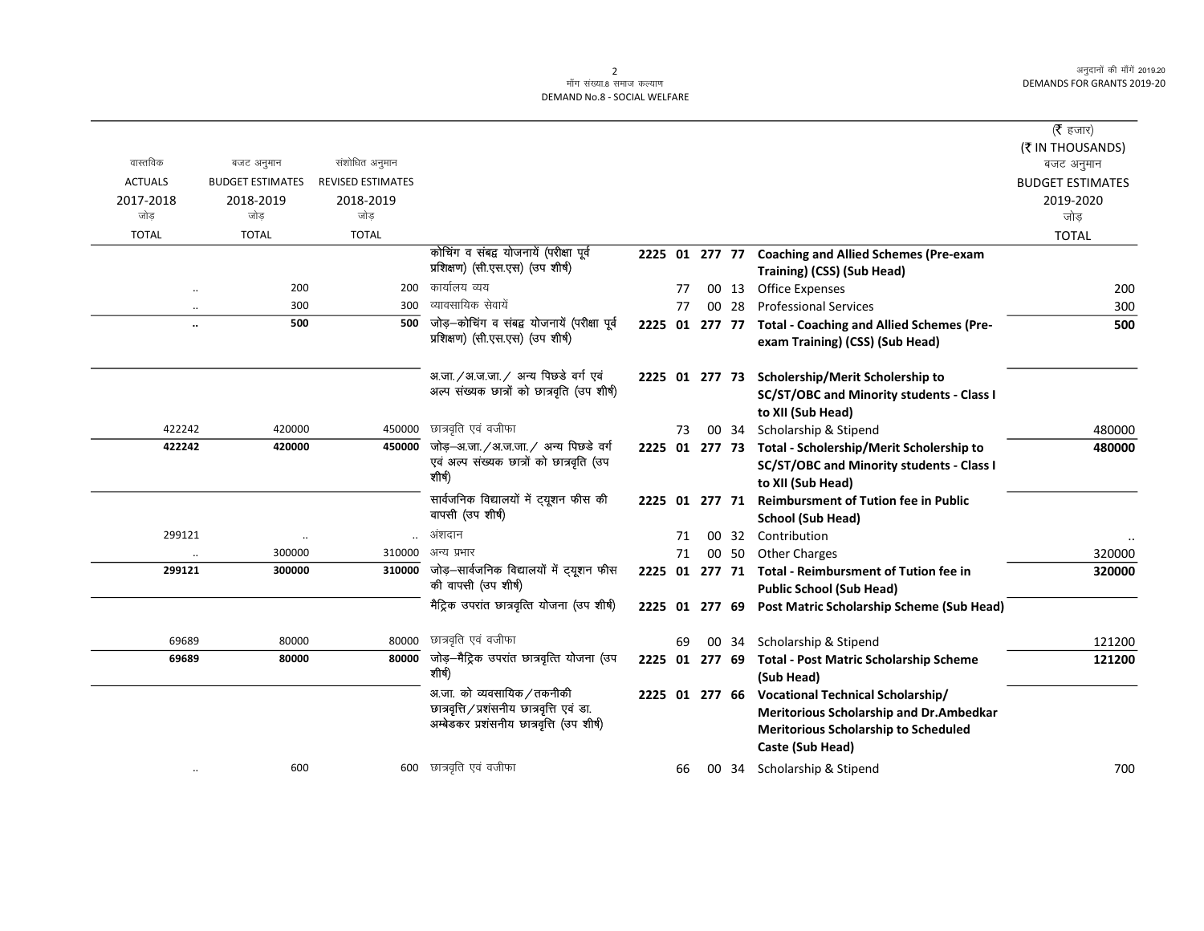(₹ हजार)
(₹ IN THOUSANDS)

| वास्तविक ACTUALS 2017-2018 जोड़ TOTAL | बजट अनुमान BUDGET ESTIMATES 2018-2019 जोड़ TOTAL | संशोधित अनुमान REVISED ESTIMATES 2018-2019 जोड़ TOTAL | | | | | | | बजट अनुमान BUDGET ESTIMATES 2019-2020 जोड़ TOTAL |
|---|---|---|---|---|---|---|---|---|---|
| | | | कोचिंग व संबद्व योजनायें (परीक्षा पूर्व प्रशिक्षण) (सी.एस.एस) (उप शीर्ष) | 2225 01 | 277 | 77 | | **Coaching and Allied Schemes (Pre-exam Training) (CSS) (Sub Head)** | |
| .. | 200 | 200 | कार्यालय व्यय | | 77 | 00 | 13 | Office Expenses | 200 |
| .. | 300 | 300 | व्यावसायिक सेवायें | | 77 | 00 | 28 | Professional Services | 300 |
| **..** | **500** | **500** | जोड़–कोचिंग व संबद्व योजनायें (परीक्षा पूर्व प्रशिक्षण) (सी.एस.एस) (उप शीर्ष) | 2225 01 | 277 | 77 | | **Total - Coaching and Allied Schemes (Pre-exam Training) (CSS) (Sub Head)** | **500** |
| | | | अ.जा./अ.ज.जा./ अन्य पिछडे वर्ग एवं अल्प संख्यक छात्रों को छात्रवृति (उप शीर्ष) | 2225 01 | 277 | 73 | | **Scholership/Merit Scholership to SC/ST/OBC and Minority students - Class I to XII (Sub Head)** | |
| 422242 | 420000 | 450000 | छात्रवृति एवं वजीफा | | 73 | 00 | 34 | Scholarship & Stipend | 480000 |
| **422242** | **420000** | **450000** | जोड़–अ.जा./अ.ज.जा./ अन्य पिछडे वर्ग एवं अल्प संख्यक छात्रों को छात्रवृति (उप शीर्ष) | 2225 01 | 277 | 73 | | **Total - Scholership/Merit Scholership to SC/ST/OBC and Minority students - Class I to XII (Sub Head)** | **480000** |
| | | | सार्वजनिक विद्यालयों में ट्यूशन फीस की वापसी (उप शीर्ष) | 2225 01 | 277 | 71 | | **Reimbursment of Tution fee in Public School (Sub Head)** | |
| 299121 | .. | .. | अंशदान | | 71 | 00 | 32 | Contribution | .. |
| .. | 300000 | 310000 | अन्य प्रभार | | 71 | 00 | 50 | Other Charges | 320000 |
| **299121** | **300000** | **310000** | जोड़–सार्वजनिक विद्यालयों में ट्यूशन फीस की वापसी (उप शीर्ष) | 2225 01 | 277 | 71 | | **Total - Reimbursment of Tution fee in Public School (Sub Head)** | **320000** |
| | | | मैट्रिक उपरांत छात्रवृत्ति योजना (उप शीर्ष) | 2225 01 | 277 | 69 | | **Post Matric Scholarship Scheme (Sub Head)** | |
| 69689 | 80000 | 80000 | छात्रवृति एवं वजीफा | | 69 | 00 | 34 | Scholarship & Stipend | 121200 |
| **69689** | **80000** | **80000** | जोड़–मैट्रिक उपरांत छात्रवृत्ति योजना (उप शीर्ष) | 2225 01 | 277 | 69 | | **Total - Post Matric Scholarship Scheme (Sub Head)** | **121200** |
| | | | अ.जा. को व्यवसायिक/तकनीकी छात्रवृत्ति/प्रशंसनीय छात्रवृत्ति एवं डा. अम्बेडकर प्रशंसनीय छात्रवृत्ति (उप शीर्ष) | 2225 01 | 277 | 66 | | **Vocational Technical Scholarship/ Meritorious Scholarship and Dr.Ambedkar Meritorious Scholarship to Scheduled Caste (Sub Head)** | |
| .. | 600 | 600 | छात्रवृति एवं वजीफा | | 66 | 00 | 34 | Scholarship & Stipend | 700 |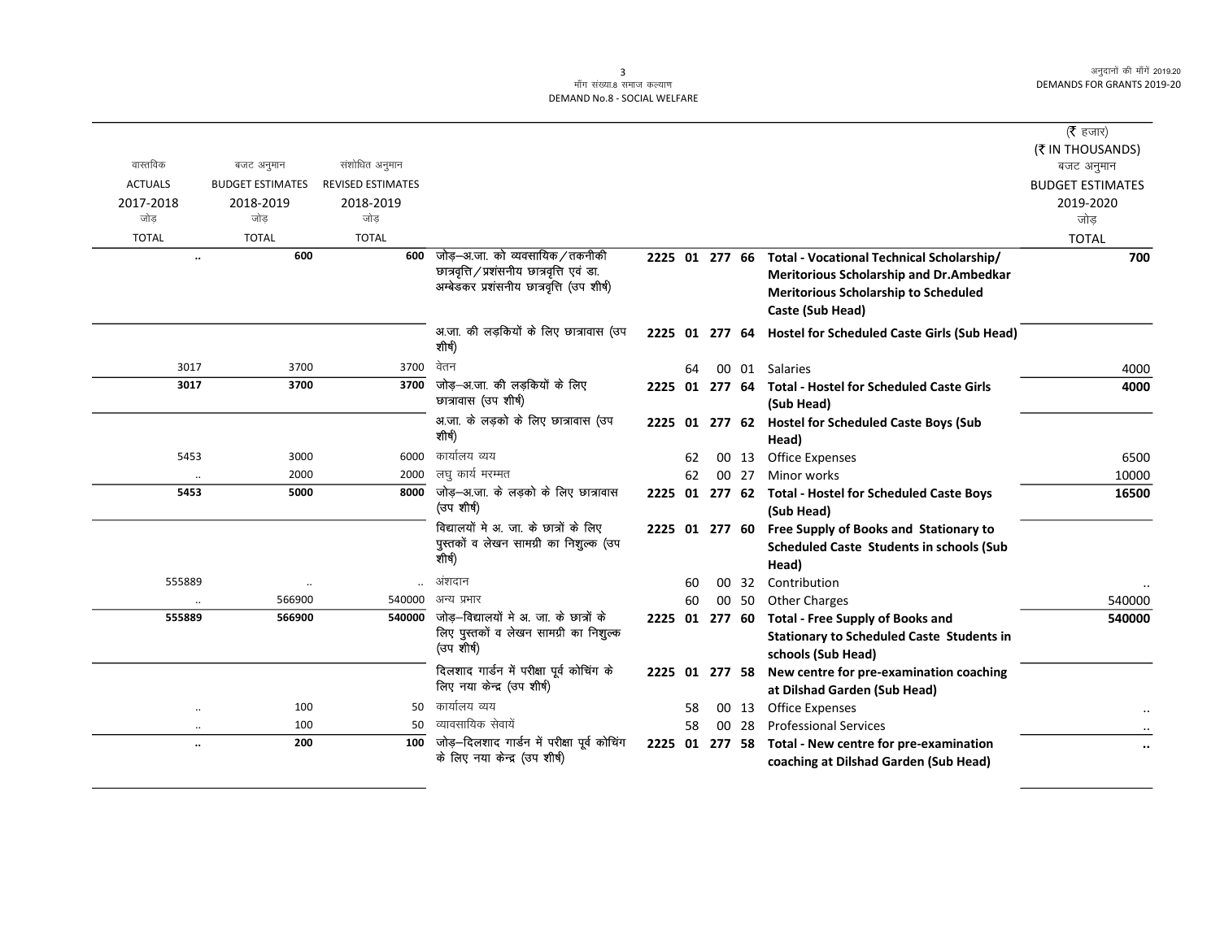माँग संख्या.8 समाज कल्याण
DEMAND No.8 - SOCIAL WELFARE

(₹ हजार)
(₹ IN THOUSANDS)

| वास्तविक ACTUALS 2017-2018 जोड़ TOTAL | बजट अनुमान BUDGET ESTIMATES 2018-2019 जोड़ TOTAL | संशोधित अनुमान REVISED ESTIMATES 2018-2019 जोड़ TOTAL | | | | | | | बजट अनुमान BUDGET ESTIMATES 2019-2020 जोड़ TOTAL |
|---|---|---|---|---|---|---|---|---|---|
| .. | 600 | 600 | जोड़–अ.जा. को व्यवसायिक / तकनीकी छात्रवृत्ति / प्रशंसनीय छात्रवृत्ति एवं डा. अम्बेडकर प्रशंसनीय छात्रवृत्ति (उप शीर्ष) | 2225 | 01 | 277 | 66 | **Total - Vocational Technical Scholarship/ Meritorious Scholarship and Dr.Ambedkar Meritorious Scholarship to Scheduled Caste (Sub Head)** | 700 |
| | | | अ.जा. की लड़कियों के लिए छात्रावास (उप शीर्ष) | 2225 | 01 | 277 | 64 | **Hostel for Scheduled Caste Girls (Sub Head)** | |
| 3017 | 3700 | 3700 | वेतन | | 64 | 00 | 01 | Salaries | 4000 |
| 3017 | 3700 | 3700 | जोड़–अ.जा. की लड़कियों के लिए छात्रावास (उप शीर्ष) | 2225 | 01 | 277 | 64 | **Total - Hostel for Scheduled Caste Girls (Sub Head)** | 4000 |
| | | | अ.जा. के लड़को के लिए छात्रावास (उप शीर्ष) | 2225 | 01 | 277 | 62 | **Hostel for Scheduled Caste Boys (Sub Head)** | |
| 5453 | 3000 | 6000 | कार्यालय व्यय | | 62 | 00 | 13 | Office Expenses | 6500 |
| .. | 2000 | 2000 | लघु कार्य मरम्मत | | 62 | 00 | 27 | Minor works | 10000 |
| 5453 | 5000 | 8000 | जोड़–अ.जा. के लड़को के लिए छात्रावास (उप शीर्ष) | 2225 | 01 | 277 | 62 | **Total - Hostel for Scheduled Caste Boys (Sub Head)** | 16500 |
| | | | विद्यालयों मे अ. जा. के छात्रों के लिए पुस्तकों व लेखन सामग्री का निशुल्क (उप शीर्ष) | 2225 | 01 | 277 | 60 | **Free Supply of Books and Stationary to Scheduled Caste Students in schools (Sub Head)** | |
| 555889 | .. | .. | अंशदान | | 60 | 00 | 32 | Contribution | .. |
| .. | 566900 | 540000 | अन्य प्रभार | | 60 | 00 | 50 | Other Charges | 540000 |
| 555889 | 566900 | 540000 | जोड़–विद्यालयों मे अ. जा. के छात्रों के लिए पुस्तकों व लेखन सामग्री का निशुल्क (उप शीर्ष) | 2225 | 01 | 277 | 60 | **Total - Free Supply of Books and Stationary to Scheduled Caste Students in schools (Sub Head)** | 540000 |
| | | | दिलशाद गार्डन में परीक्षा पूर्व कोचिंग के लिए नया केन्द्र (उप शीर्ष) | 2225 | 01 | 277 | 58 | **New centre for pre-examination coaching at Dilshad Garden (Sub Head)** | |
| .. | 100 | 50 | कार्यालय व्यय | | 58 | 00 | 13 | Office Expenses | .. |
| .. | 100 | 50 | व्यावसायिक सेवायें | | 58 | 00 | 28 | Professional Services | .. |
| .. | 200 | 100 | जोड़–दिलशाद गार्डन में परीक्षा पूर्व कोचिंग के लिए नया केन्द्र (उप शीर्ष) | 2225 | 01 | 277 | 58 | **Total - New centre for pre-examination coaching at Dilshad Garden (Sub Head)** | .. |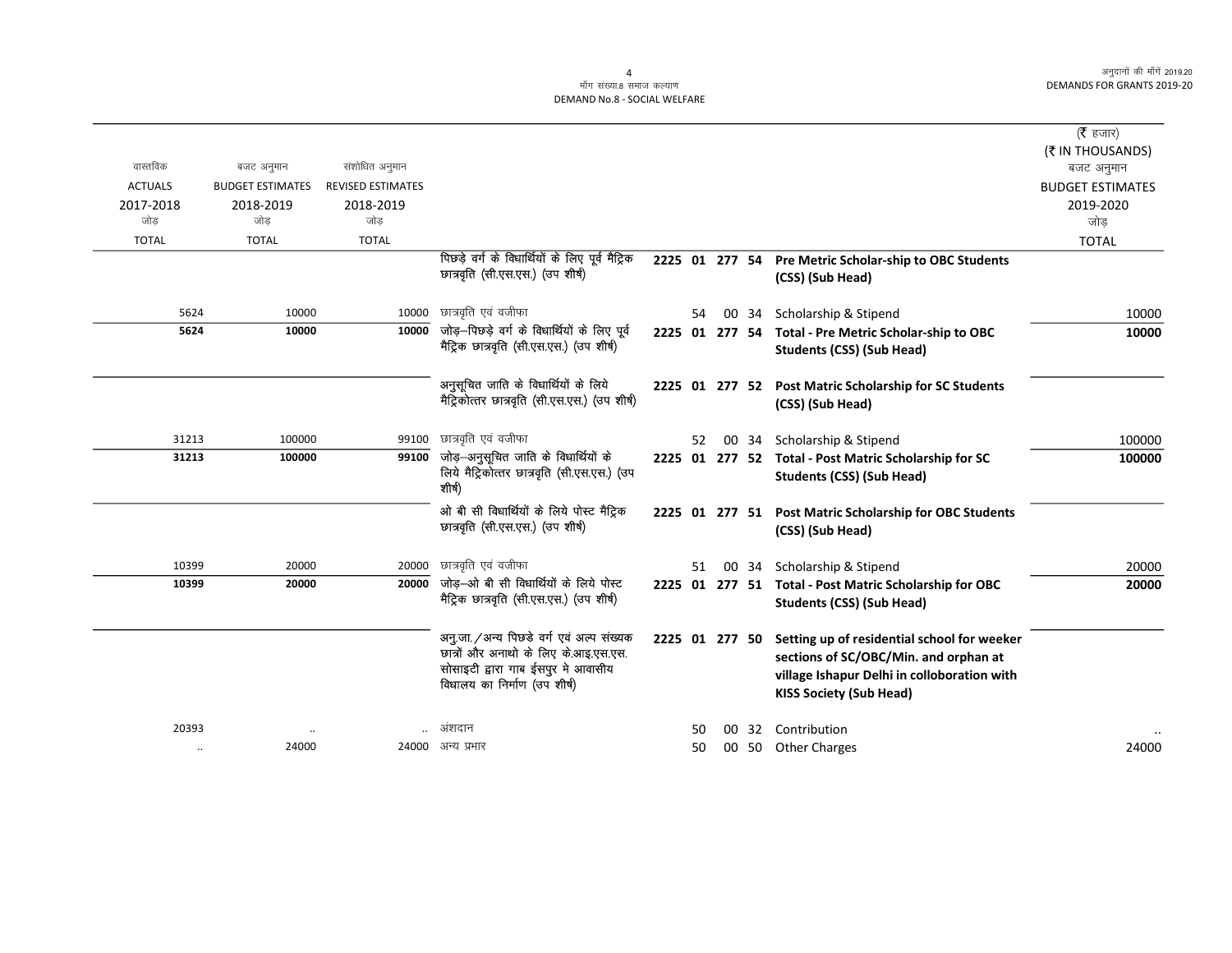| वास्तविक ACTUALS 2017-2018 जोड़ TOTAL | बजट अनुमान BUDGET ESTIMATES 2018-2019 जोड़ TOTAL | संशोधित अनुमान REVISED ESTIMATES 2018-2019 जोड़ TOTAL | | | | (₹ हजार) (₹ IN THOUSANDS) बजट अनुमान BUDGET ESTIMATES 2019-2020 जोड़ TOTAL |
|---|---|---|---|---|---|---|
| | | | पिछड़े वर्ग के विधार्थियों के लिए पूर्व मैट्रिक छात्रवृति (सी.एस.एस.) (उप शीर्ष) | **2225 01 277 54** | **Pre Metric Scholar-ship to OBC Students (CSS) (Sub Head)** | |
| 5624 | 10000 | 10000 | छात्रवृति एवं वजीफा | 54 00 34 | Scholarship & Stipend | 10000 |
| **5624** | **10000** | **10000** | जोड़–पिछड़े वर्ग के विधार्थियों के लिए पूर्व मैट्रिक छात्रवृति (सी.एस.एस.) (उप शीर्ष) | **2225 01 277 54** | **Total - Pre Metric Scholar-ship to OBC Students (CSS) (Sub Head)** | **10000** |
| | | | अनुसूचित जाति के विधार्थियों के लिये मैट्रिकोत्तर छात्रवृति (सी.एस.एस.) (उप शीर्ष) | **2225 01 277 52** | **Post Matric Scholarship for SC Students (CSS) (Sub Head)** | |
| 31213 | 100000 | 99100 | छात्रवृति एवं वजीफा | 52 00 34 | Scholarship & Stipend | 100000 |
| **31213** | **100000** | **99100** | जोड़–अनुसूचित जाति के विधार्थियों के लिये मैट्रिकोत्तर छात्रवृति (सी.एस.एस.) (उप शीर्ष) | **2225 01 277 52** | **Total - Post Matric Scholarship for SC Students (CSS) (Sub Head)** | **100000** |
| | | | ओ बी सी विधार्थियों के लिये पोस्ट मैट्रिक छात्रवृति (सी.एस.एस.) (उप शीर्ष) | **2225 01 277 51** | **Post Matric Scholarship for OBC Students (CSS) (Sub Head)** | |
| 10399 | 20000 | 20000 | छात्रवृति एवं वजीफा | 51 00 34 | Scholarship & Stipend | 20000 |
| **10399** | **20000** | **20000** | जोड़–ओ बी सी विधार्थियों के लिये पोस्ट मैट्रिक छात्रवृति (सी.एस.एस.) (उप शीर्ष) | **2225 01 277 51** | **Total - Post Matric Scholarship for OBC Students (CSS) (Sub Head)** | **20000** |
| | | | अनु.जा. /अन्य पिछडे वर्ग एवं अल्प संख्यक छात्रों और अनाथो के लिए के.आइ.एस.एस. सोसाइटी द्वारा गाब ईसपुर मे आवासीय विधालय का निर्माण (उप शीर्ष) | **2225 01 277 50** | **Setting up of residential school for weeker sections of SC/OBC/Min. and orphan at village Ishapur Delhi in colloboration with KISS Society (Sub Head)** | |
| 20393 | .. | .. | अंशदान | 50 00 32 | Contribution | .. |
| .. | 24000 | 24000 | अन्य प्रभार | 50 00 50 | Other Charges | 24000 |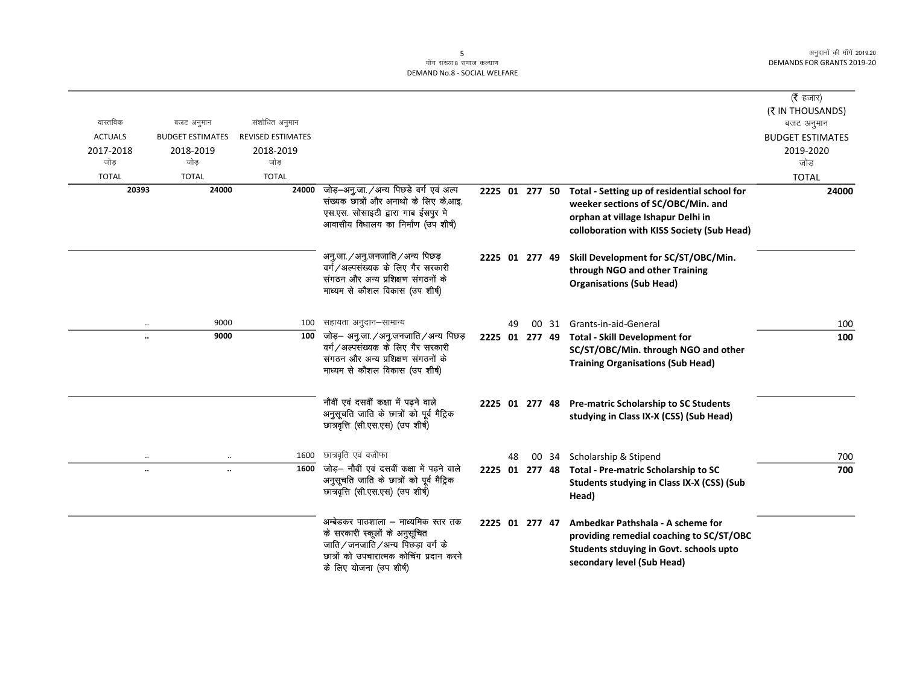| वास्तविक ACTUALS 2017-2018 जोड़ TOTAL | बजट अनुमान BUDGET ESTIMATES 2018-2019 जोड़ TOTAL | संशोधित अनुमान REVISED ESTIMATES 2018-2019 जोड़ TOTAL | | | | (₹ हजार) (₹ IN THOUSANDS) बजट अनुमान BUDGET ESTIMATES 2019-2020 जोड़ TOTAL |
|---|---|---|---|---|---|---|
| 20393 | 24000 | 24000 | जोड़–अनु.जा./अन्य पिछडे वर्ग एवं अल्प संख्यक छात्रों और अनाथो के लिए के.आइ. एस.एस. सोसाइटी द्वारा गाब ईसपुर मे आवासीय विधालय का निर्माण (उप शीर्ष) | 2225 01 277 50 | **Total - Setting up of residential school for weeker sections of SC/OBC/Min. and orphan at village Ishapur Delhi in colloboration with KISS Society (Sub Head)** | 24000 |
| | | | अनु.जा./अनु.जनजाति/अन्य पिछड़ वर्ग/अल्पसंख्यक के लिए गैर सरकारी संगठन और अन्य प्रशिक्षण संगठनों के माध्यम से कौशल विकास (उप शीर्ष) | 2225 01 277 49 | **Skill Development for SC/ST/OBC/Min. through NGO and other Training Organisations (Sub Head)** | |
| .. | 9000 | 100 | सहायता अनुदान–सामान्य | 49 00 31 | Grants-in-aid-General | 100 |
| .. | 9000 | 100 | जोड़– अनु.जा./अनु.जनजाति/अन्य पिछड़ वर्ग/अल्पसंख्यक के लिए गैर सरकारी संगठन और अन्य प्रशिक्षण संगठनों के माध्यम से कौशल विकास (उप शीर्ष) | 2225 01 277 49 | **Total - Skill Development for SC/ST/OBC/Min. through NGO and other Training Organisations (Sub Head)** | 100 |
| | | | नौवीं एवं दसवीं कक्षा में पढ़ने वाले अनुसूचित जाति के छात्रों को पूर्व मैट्रिक छात्रवृति (सी.एस.एस) (उप शीर्ष) | 2225 01 277 48 | **Pre-matric Scholarship to SC Students studying in Class IX-X (CSS) (Sub Head)** | |
| .. | .. | 1600 | छात्रवृति एवं वजीफा | 48 00 34 | Scholarship & Stipend | 700 |
| .. | .. | 1600 | जोड़– नौवीं एवं दसवीं कक्षा में पढ़ने वाले अनुसूचित जाति के छात्रों को पूर्व मैट्रिक छात्रवृति (सी.एस.एस) (उप शीर्ष) | 2225 01 277 48 | **Total - Pre-matric Scholarship to SC Students studying in Class IX-X (CSS) (Sub Head)** | 700 |
| | | | अम्बेडकर पाठशाला – माध्यमिक स्तर तक के सरकारी स्कूलों के अनुसूचित जाति/जनजाति/अन्य पिछड़ा वर्ग के छात्रों को उपचारात्मक कोचिंग प्रदान करने के लिए योजना (उप शीर्ष) | 2225 01 277 47 | **Ambedkar Pathshala - A scheme for providing remedial coaching to SC/ST/OBC Students stduying in Govt. schools upto secondary level (Sub Head)** | |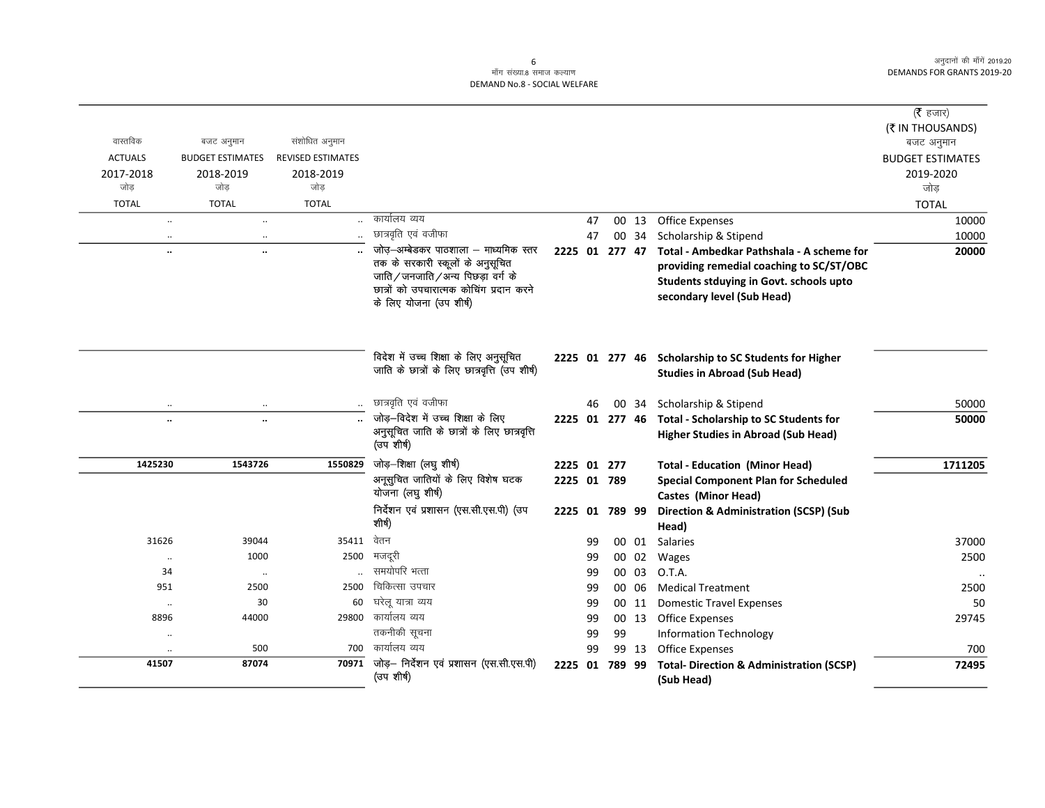माँग संख्या.8 समाज कल्याण
DEMAND No.8 - SOCIAL WELFARE

| वास्तविक ACTUALS 2017-2018 जोड़ TOTAL | बजट अनुमान BUDGET ESTIMATES 2018-2019 जोड़ TOTAL | संशोधित अनुमान REVISED ESTIMATES 2018-2019 जोड़ TOTAL | | | | | | | (₹ हजार) (₹ IN THOUSANDS) बजट अनुमान BUDGET ESTIMATES 2019-2020 जोड़ TOTAL |
|---|---|---|---|---|---|---|---|---|---|
| .. | .. | .. | कार्यालय व्यय | | | 47 | 00 | 13 Office Expenses | 10000 |
| .. | .. | .. | छात्रवृति एवं वजीफा | | | 47 | 00 | 34 Scholarship & Stipend | 10000 |
| .. | .. | .. | जोड़–अम्बेडकर पाठशाला – माध्यमिक स्तर तक के सरकारी स्कूलों के अनुसूचित जाति/जनजाति/अन्य पिछड़ा वर्ग के छात्रों को उपचारात्मक कोचिंग प्रदान करने के लिए योजना (उप शीर्ष) | 2225 | 01 | 277 | 47 | **Total - Ambedkar Pathshala - A scheme for providing remedial coaching to SC/ST/OBC Students stduying in Govt. schools upto secondary level (Sub Head)** | **20000** |
| | | | विदेश में उच्च शिक्षा के लिए अनुसूचित जाति के छात्रों के लिए छात्रवृत्ति (उप शीर्ष) | 2225 | 01 | 277 | 46 | **Scholarship to SC Students for Higher Studies in Abroad (Sub Head)** | |
| .. | .. | .. | छात्रवृति एवं वजीफा | | | 46 | 00 | 34 Scholarship & Stipend | 50000 |
| .. | .. | .. | जोड़–विदेश में उच्च शिक्षा के लिए अनुसूचित जाति के छात्रों के लिए छात्रवृत्ति (उप शीर्ष) | 2225 | 01 | 277 | 46 | **Total - Scholarship to SC Students for Higher Studies in Abroad (Sub Head)** | **50000** |
| **1425230** | **1543726** | **1550829** | जोड़–शिक्षा (लघु शीर्ष) | 2225 | 01 | 277 | | **Total - Education (Minor Head)** | **1711205** |
| | | | अनूसुचित जातियों के लिए विशेष घटक योजना (लघु शीर्ष) | 2225 | 01 | 789 | | **Special Component Plan for Scheduled Castes (Minor Head)** | |
| | | | निर्देशन एवं प्रशासन (एस.सी.एस.पी) (उप शीर्ष) | 2225 | 01 | 789 | 99 | **Direction & Administration (SCSP) (Sub Head)** | |
| 31626 | 39044 | 35411 | वेतन | | | 99 | 00 | 01 Salaries | 37000 |
| .. | 1000 | 2500 | मजदूरी | | | 99 | 00 | 02 Wages | 2500 |
| 34 | .. | .. | समयोपरि भत्ता | | | 99 | 00 | 03 O.T.A. | .. |
| 951 | 2500 | 2500 | चिकित्सा उपचार | | | 99 | 00 | 06 Medical Treatment | 2500 |
| .. | 30 | 60 | घरेलू यात्रा व्यय | | | 99 | 00 | 11 Domestic Travel Expenses | 50 |
| 8896 | 44000 | 29800 | कार्यालय व्यय | | | 99 | 00 | 13 Office Expenses | 29745 |
| .. | | | तकनीकी सूचना | | | 99 | 99 | Information Technology | |
| .. | 500 | 700 | कार्यालय व्यय | | | 99 | 99 | 13 Office Expenses | 700 |
| **41507** | **87074** | **70971** | जोड़– निर्देशन एवं प्रशासन (एस.सी.एस.पी) (उप शीर्ष) | 2225 | 01 | 789 | 99 | **Total- Direction & Administration (SCSP) (Sub Head)** | **72495** |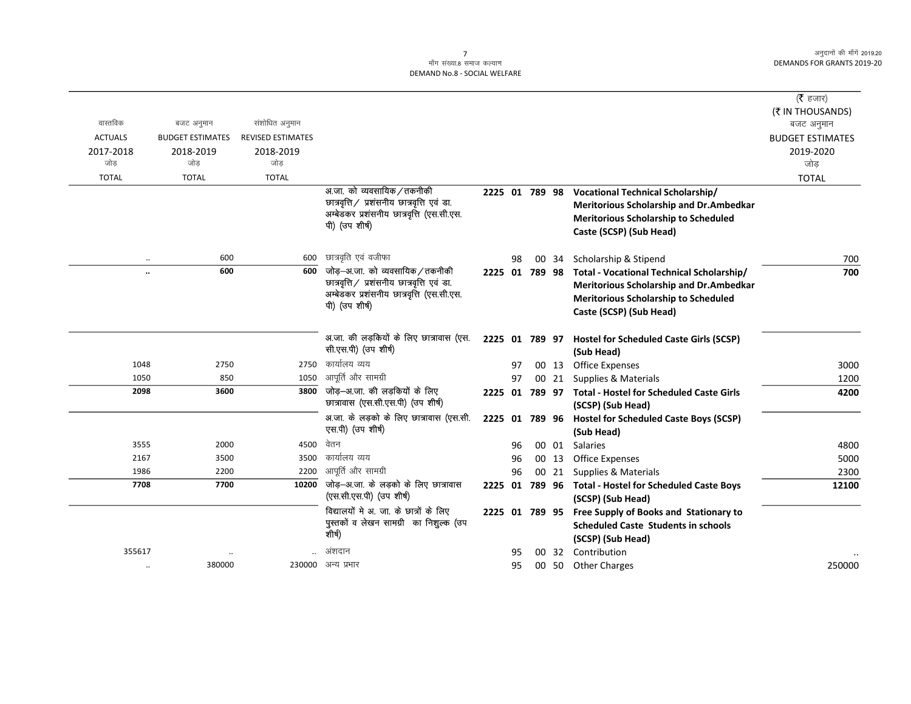| वास्तविक ACTUALS 2017-2018 जोड़ TOTAL | बजट अनुमान BUDGET ESTIMATES 2018-2019 जोड़ TOTAL | संशोधित अनुमान REVISED ESTIMATES 2018-2019 जोड़ TOTAL | | | | (₹ हजार) (₹ IN THOUSANDS) बजट अनुमान BUDGET ESTIMATES 2019-2020 जोड़ TOTAL |
|---|---|---|---|---|---|---|
| | | | अ.जा. को व्यवसायिक/तकनीकी छात्रवृत्ति/ प्रशंसनीय छात्रवृत्ति एवं डा. अम्बेडकर प्रशंसनीय छात्रवृत्ति (एस.सी.एस.पी) (उप शीर्ष) | 2225 01 789 98 | **Vocational Technical Scholarship/ Meritorious Scholarship and Dr.Ambedkar Meritorious Scholarship to Scheduled Caste (SCSP) (Sub Head)** | |
| .. | 600 | 600 | छात्रवृति एवं वजीफा | 98 00 34 | Scholarship & Stipend | 700 |
| **..** | **600** | **600** | जोड़–अ.जा. को व्यवसायिक/तकनीकी छात्रवृत्ति/ प्रशंसनीय छात्रवृत्ति एवं डा. अम्बेडकर प्रशंसनीय छात्रवृत्ति (एस.सी.एस.पी) (उप शीर्ष) | **2225 01 789 98** | **Total - Vocational Technical Scholarship/ Meritorious Scholarship and Dr.Ambedkar Meritorious Scholarship to Scheduled Caste (SCSP) (Sub Head)** | **700** |
| | | | अ.जा. की लड़कियों के लिए छात्रावास (एस.सी.एस.पी) (उप शीर्ष) | 2225 01 789 97 | **Hostel for Scheduled Caste Girls (SCSP) (Sub Head)** | |
| 1048 | 2750 | 2750 | कार्यालय व्यय | 97 00 13 | Office Expenses | 3000 |
| 1050 | 850 | 1050 | आपूर्ति और सामग्री | 97 00 21 | Supplies & Materials | 1200 |
| **2098** | **3600** | **3800** | जोड़–अ.जा. की लड़कियों के लिए छात्रावास (एस.सी.एस.पी) (उप शीर्ष) | **2225 01 789 97** | **Total - Hostel for Scheduled Caste Girls (SCSP) (Sub Head)** | **4200** |
| | | | अ.जा. के लड़को के लिए छात्रावास (एस.सी.एस.पी) (उप शीर्ष) | 2225 01 789 96 | **Hostel for Scheduled Caste Boys (SCSP) (Sub Head)** | |
| 3555 | 2000 | 4500 | वेतन | 96 00 01 | Salaries | 4800 |
| 2167 | 3500 | 3500 | कार्यालय व्यय | 96 00 13 | Office Expenses | 5000 |
| 1986 | 2200 | 2200 | आपूर्ति और सामग्री | 96 00 21 | Supplies & Materials | 2300 |
| **7708** | **7700** | **10200** | जोड़–अ.जा. के लड़को के लिए छात्रावास (एस.सी.एस.पी) (उप शीर्ष) | **2225 01 789 96** | **Total - Hostel for Scheduled Caste Boys (SCSP) (Sub Head)** | **12100** |
| | | | विद्यालयों मे अ. जा. के छात्रों के लिए पुस्तकों व लेखन सामग्री का निशुल्क (उप शीर्ष) | 2225 01 789 95 | **Free Supply of Books and Stationary to Scheduled Caste Students in schools (SCSP) (Sub Head)** | |
| 355617 | .. | .. | अंशदान | 95 00 32 | Contribution | .. |
| .. | 380000 | 230000 | अन्य प्रभार | 95 00 50 | Other Charges | 250000 |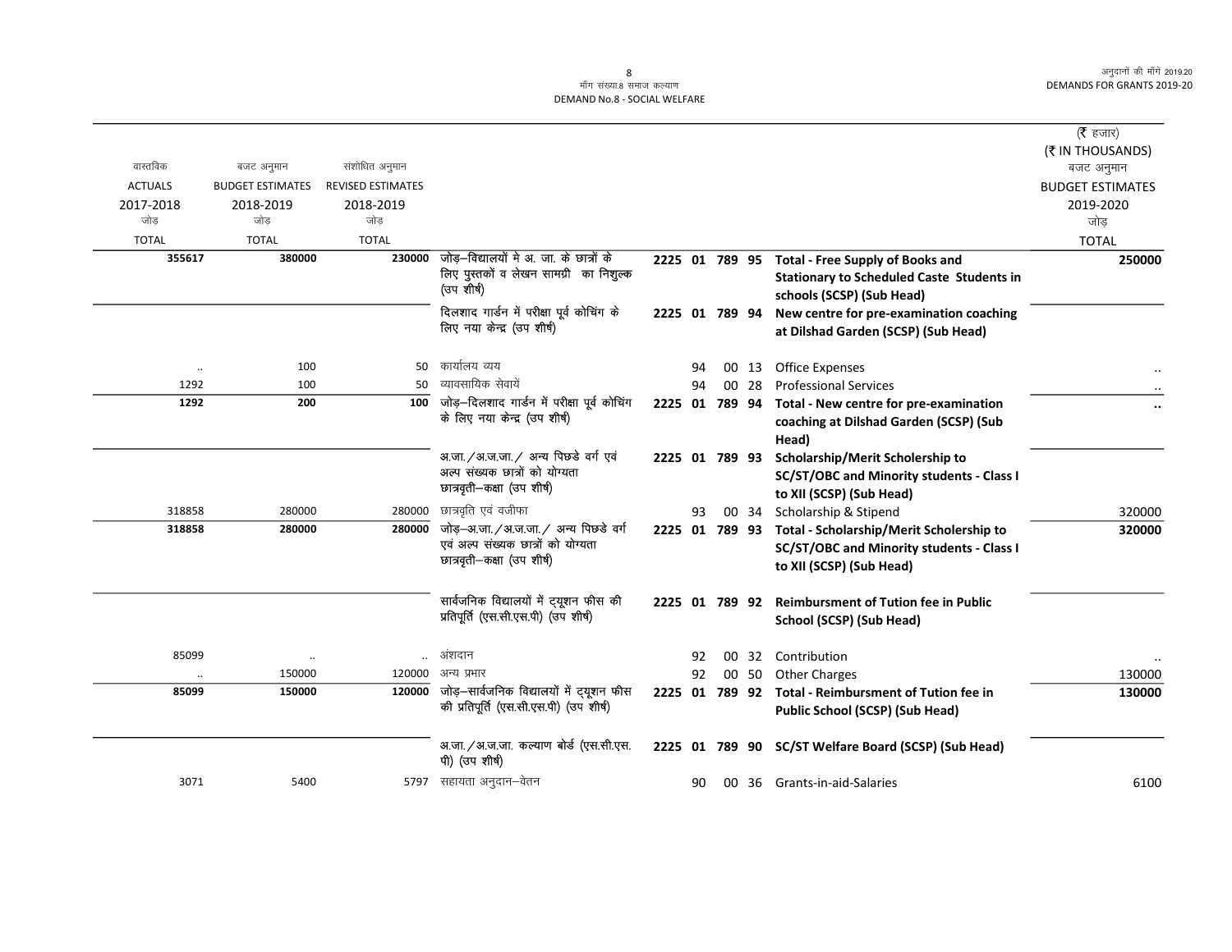मॉंग संख्या.8 समाज कल्याण
DEMAND No.8 - SOCIAL WELFARE

(₹ हजार)
(₹ IN THOUSANDS)

| वास्तविक ACTUALS 2017-2018 जोड़ TOTAL | बजट अनुमान BUDGET ESTIMATES 2018-2019 जोड़ TOTAL | संशोधित अनुमान REVISED ESTIMATES 2018-2019 जोड़ TOTAL | | | | | | | बजट अनुमान BUDGET ESTIMATES 2019-2020 जोड़ TOTAL |
|---|---|---|---|---|---|---|---|---|---|
| **355617** | **380000** | **230000** | जोड़–विद्यालयों मे अ. जा. के छात्रों के लिए पुस्तकों व लेखन सामग्री का निशुल्क (उप शीर्ष) | 2225 | 01 | 789 | 95 | **Total - Free Supply of Books and Stationary to Scheduled Caste Students in schools (SCSP) (Sub Head)** | **250000** |
| | | | दिलशाद गार्डन में परीक्षा पूर्व कोचिंग के लिए नया केन्द्र (उप शीर्ष) | 2225 | 01 | 789 | 94 | **New centre for pre-examination coaching at Dilshad Garden (SCSP) (Sub Head)** | |
| .. | 100 | 50 | कार्यालय व्यय | | 94 | 00 | 13 | Office Expenses | .. |
| 1292 | 100 | 50 | व्यावसायिक सेवायें | | 94 | 00 | 28 | Professional Services | .. |
| **1292** | **200** | **100** | जोड़–दिलशाद गार्डन में परीक्षा पूर्व कोचिंग के लिए नया केन्द्र (उप शीर्ष) | 2225 | 01 | 789 | 94 | **Total - New centre for pre-examination coaching at Dilshad Garden (SCSP) (Sub Head)** | **..** |
| | | | अ.जा./अ.ज.जा./ अन्य पिछडे वर्ग एवं अल्प संख्यक छात्रों को योग्यता छात्रवृती–कक्षा (उप शीर्ष) | 2225 | 01 | 789 | 93 | **Scholarship/Merit Scholership to SC/ST/OBC and Minority students - Class I to XII (SCSP) (Sub Head)** | |
| 318858 | 280000 | 280000 | छात्रवृति एवं वजीफा | | 93 | 00 | 34 | Scholarship & Stipend | 320000 |
| **318858** | **280000** | **280000** | जोड़–अ.जा./अ.ज.जा./ अन्य पिछडे वर्ग एवं अल्प संख्यक छात्रों को योग्यता छात्रवृती–कक्षा (उप शीर्ष) | 2225 | 01 | 789 | 93 | **Total - Scholarship/Merit Scholership to SC/ST/OBC and Minority students - Class I to XII (SCSP) (Sub Head)** | **320000** |
| | | | सार्वजनिक विद्यालयों में ट्यूशन फीस की प्रतिपूर्ति (एस.सी.एस.पी) (उप शीर्ष) | 2225 | 01 | 789 | 92 | **Reimbursment of Tution fee in Public School (SCSP) (Sub Head)** | |
| 85099 | .. | .. | अंशदान | | 92 | 00 | 32 | Contribution | .. |
| .. | 150000 | 120000 | अन्य प्रभार | | 92 | 00 | 50 | Other Charges | 130000 |
| **85099** | **150000** | **120000** | जोड़–सार्वजनिक विद्यालयों में ट्यूशन फीस की प्रतिपूर्ति (एस.सी.एस.पी) (उप शीर्ष) | 2225 | 01 | 789 | 92 | **Total - Reimbursment of Tution fee in Public School (SCSP) (Sub Head)** | **130000** |
| | | | अ.जा./अ.ज.जा. कल्याण बोर्ड (एस.सी.एस.पी) (उप शीर्ष) | 2225 | 01 | 789 | 90 | **SC/ST Welfare Board (SCSP) (Sub Head)** | |
| 3071 | 5400 | 5797 | सहायता अनुदान–वेतन | | 90 | 00 | 36 | Grants-in-aid-Salaries | 6100 |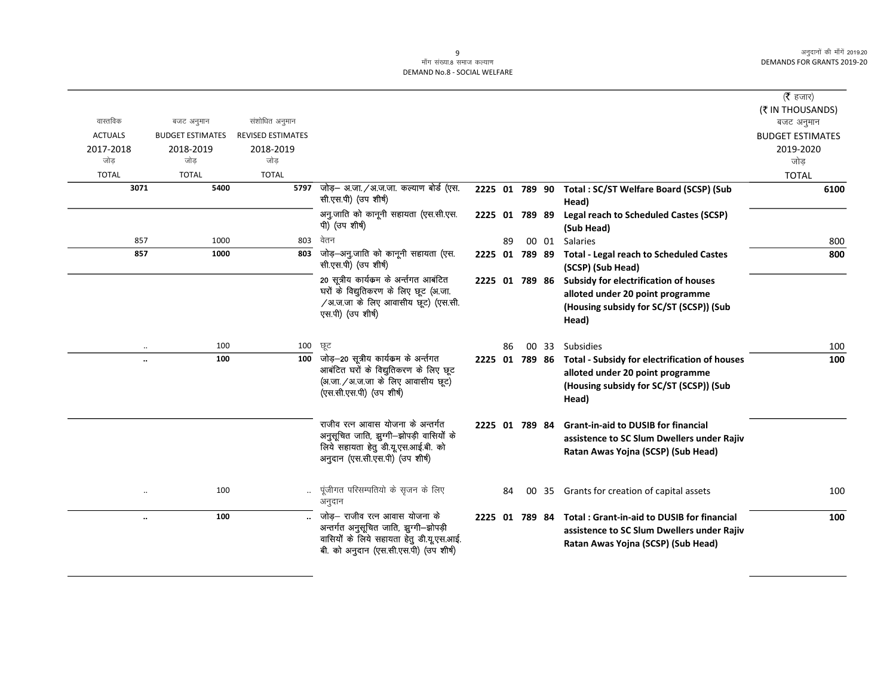| वास्तविक ACTUALS 2017-2018 जोड़ TOTAL | बजट अनुमान BUDGET ESTIMATES 2018-2019 जोड़ TOTAL | संशोधित अनुमान REVISED ESTIMATES 2018-2019 जोड़ TOTAL | | | | | | | (₹ हजार) (₹ IN THOUSANDS) बजट अनुमान BUDGET ESTIMATES 2019-2020 जोड़ TOTAL |
|---|---|---|---|---|---|---|---|---|---|
| **3071** | **5400** | **5797** | जोड़– अ.जा./अ.ज.जा. कल्याण बोर्ड (एस.सी.एस.पी) (उप शीर्ष) | **2225 01** | **789** | **90** | | **Total : SC/ST Welfare Board (SCSP) (Sub Head)** | **6100** |
| | | | अनु.जाति को कानूनी सहायता (एस.सी.एस.पी) (उप शीर्ष) | **2225 01** | **789** | **89** | | **Legal reach to Scheduled Castes (SCSP) (Sub Head)** | |
| 857 | 1000 | 803 | वेतन | | 89 | 00 | 01 | Salaries | 800 |
| **857** | **1000** | **803** | जोड़–अनु.जाति को कानूनी सहायता (एस.सी.एस.पी) (उप शीर्ष) | **2225 01** | **789** | **89** | | **Total - Legal reach to Scheduled Castes (SCSP) (Sub Head)** | **800** |
| | | | 20 सूत्रीय कार्यक्रम के अर्न्तगत आबंटित घरों के विद्युतिकरण के लिए छूट (अ.जा./अ.ज.जा के लिए आवासीय छूट) (एस.सी.एस.पी) (उप शीर्ष) | **2225 01** | **789** | **86** | | **Subsidy for electrification of houses alloted under 20 point programme (Housing subsidy for SC/ST (SCSP)) (Sub Head)** | |
| .. | 100 | 100 | छूट | | 86 | 00 | 33 | Subsidies | 100 |
| **..** | **100** | **100** | जोड़–20 सूत्रीय कार्यक्रम के अर्न्तगत आबंटित घरों के विद्युतिकरण के लिए छूट (अ.जा./अ.ज.जा के लिए आवासीय छूट) (एस.सी.एस.पी) (उप शीर्ष) | **2225 01** | **789** | **86** | | **Total - Subsidy for electrification of houses alloted under 20 point programme (Housing subsidy for SC/ST (SCSP)) (Sub Head)** | **100** |
| | | | राजीव रत्न आवास योजना के अन्तर्गत अनुसूचित जाति, झुग्गी–झोपड़ी वासियों के लिये सहायता हेतु डी.यू.एस.आई.बी. को अनुदान (एस.सी.एस.पी) (उप शीर्ष) | **2225 01** | **789** | **84** | | **Grant-in-aid to DUSIB for financial assistence to SC Slum Dwellers under Rajiv Ratan Awas Yojna (SCSP) (Sub Head)** | |
| .. | 100 | .. | पूंजीगत परिसम्पतियो के सृजन के लिए अनुदान | | 84 | 00 | 35 | Grants for creation of capital assets | 100 |
| **..** | **100** | **..** | जोड़– राजीव रत्न आवास योजना के अन्तर्गत अनुसूचित जाति, झुग्गी–झोपड़ी वासियों के लिये सहायता हेतु डी.यू.एस.आई.बी. को अनुदान (एस.सी.एस.पी) (उप शीर्ष) | **2225 01** | **789** | **84** | | **Total : Grant-in-aid to DUSIB for financial assistence to SC Slum Dwellers under Rajiv Ratan Awas Yojna (SCSP) (Sub Head)** | **100** |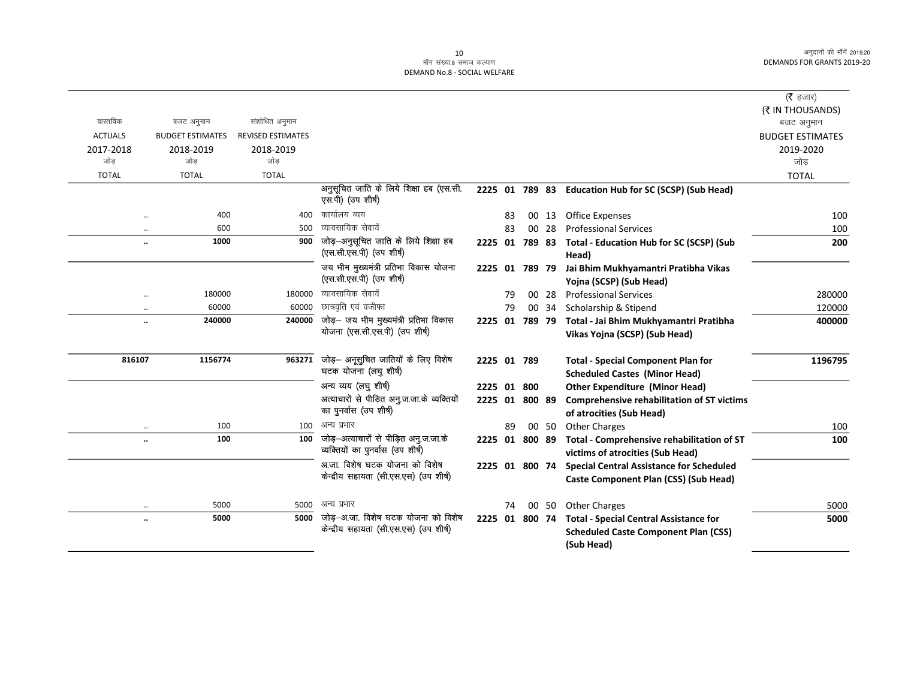| वास्तविक ACTUALS 2017-2018 जोड़ TOTAL | बजट अनुमान BUDGET ESTIMATES 2018-2019 जोड़ TOTAL | संशोधित अनुमान REVISED ESTIMATES 2018-2019 जोड़ TOTAL | | | | (₹ हजार) (₹ IN THOUSANDS) बजट अनुमान BUDGET ESTIMATES 2019-2020 जोड़ TOTAL |
|---|---|---|---|---|---|---|
| | | | अनुसूचित जाति के लिये शिक्षा हब (एस.सी.एस.पी) (उप शीर्ष) | 2225 01 789 83 | **Education Hub for SC (SCSP) (Sub Head)** | |
| .. | 400 | 400 | कार्यालय व्यय | 83 00 13 | Office Expenses | 100 |
| .. | 600 | 500 | व्यावसायिक सेवायें | 83 00 28 | Professional Services | 100 |
| **..** | **1000** | **900** | जोड़–अनुसूचित जाति के लिये शिक्षा हब (एस.सी.एस.पी) (उप शीर्ष) | 2225 01 789 83 | **Total - Education Hub for SC (SCSP) (Sub Head)** | **200** |
| | | | जय भीम मुख्यमंत्री प्रतिभा विकास योजना (एस.सी.एस.पी) (उप शीर्ष) | 2225 01 789 79 | **Jai Bhim Mukhyamantri Pratibha Vikas Yojna (SCSP) (Sub Head)** | |
| .. | 180000 | 180000 | व्यावसायिक सेवायें | 79 00 28 | Professional Services | 280000 |
| .. | 60000 | 60000 | छात्रवृति एवं वजीफा | 79 00 34 | Scholarship & Stipend | 120000 |
| **..** | **240000** | **240000** | जोड़– जय भीम मुख्यमंत्री प्रतिभा विकास योजना (एस.सी.एस.पी) (उप शीर्ष) | 2225 01 789 79 | **Total - Jai Bhim Mukhyamantri Pratibha Vikas Yojna (SCSP) (Sub Head)** | **400000** |
| **816107** | **1156774** | **963271** | जोड़– अनुसूचित जातियों के लिए विशेष घटक योजना (लघु शीर्ष) | 2225 01 789 | **Total - Special Component Plan for Scheduled Castes (Minor Head)** | **1196795** |
| | | | अन्य व्यय (लघु शीर्ष) | 2225 01 800 | **Other Expenditure (Minor Head)** | |
| | | | अत्याचारों से पीड़ित अनु.ज.जा.के व्यक्तियों का पुनर्वास (उप शीर्ष) | 2225 01 800 89 | **Comprehensive rehabilitation of ST victims of atrocities (Sub Head)** | |
| .. | 100 | 100 | अन्य प्रभार | 89 00 50 | Other Charges | 100 |
| **..** | **100** | **100** | जोड़–अत्याचारों से पीड़ित अनु.ज.जा.के व्यक्तियों का पुनर्वास (उप शीर्ष) | 2225 01 800 89 | **Total - Comprehensive rehabilitation of ST victims of atrocities (Sub Head)** | **100** |
| | | | अ.जा. विशेष घटक योजना को विशेष केन्द्रीय सहायता (सी.एस.एस) (उप शीर्ष) | 2225 01 800 74 | **Special Central Assistance for Scheduled Caste Component Plan (CSS) (Sub Head)** | |
| .. | 5000 | 5000 | अन्य प्रभार | 74 00 50 | Other Charges | 5000 |
| **..** | **5000** | **5000** | जोड़–अ.जा. विशेष घटक योजना को विशेष केन्द्रीय सहायता (सी.एस.एस) (उप शीर्ष) | 2225 01 800 74 | **Total - Special Central Assistance for Scheduled Caste Component Plan (CSS) (Sub Head)** | **5000** |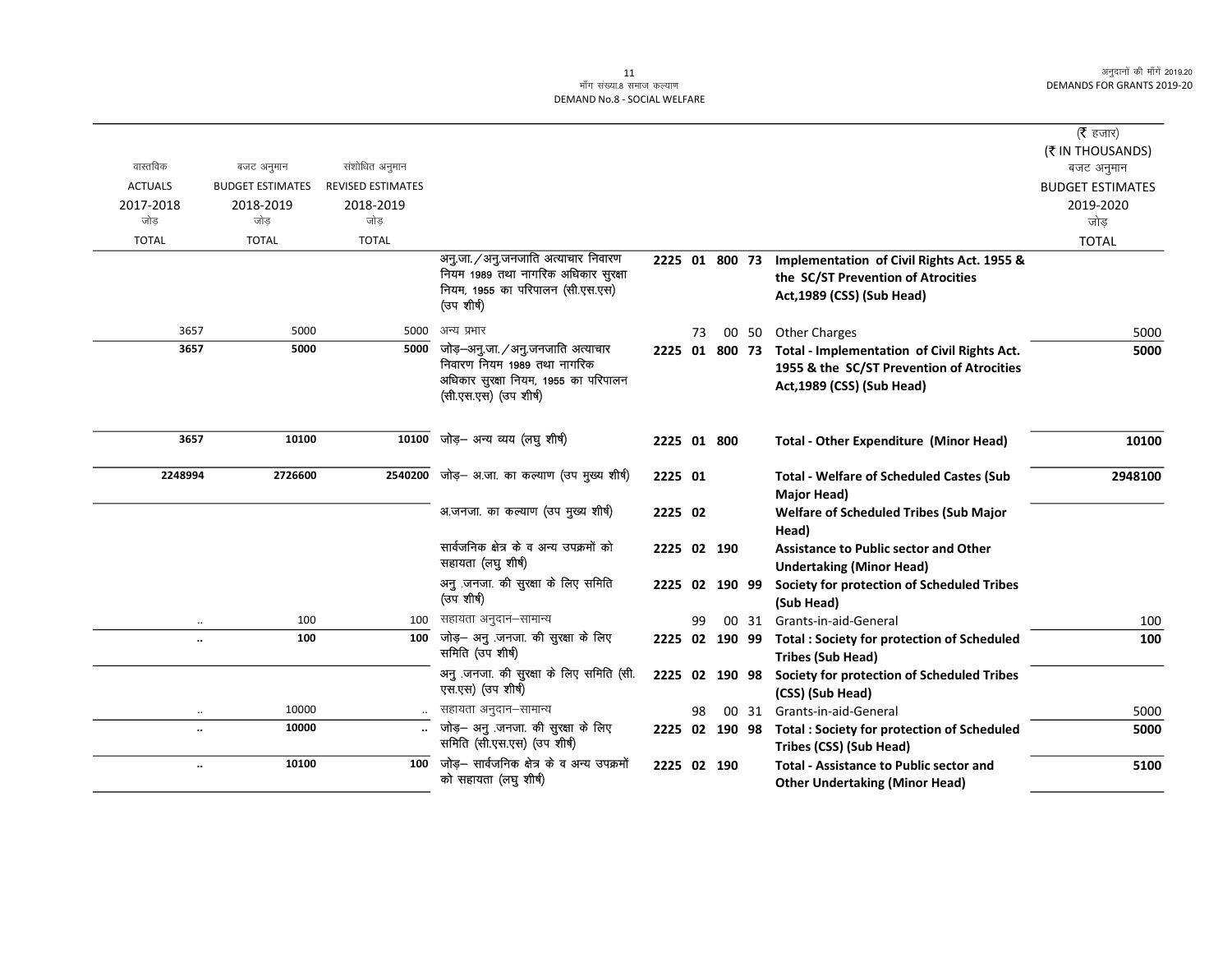मॉंग संख्या.8 समाज कल्याण
DEMAND No.8 - SOCIAL WELFARE

| वास्तविक ACTUALS 2017-2018 जोड़ TOTAL | बजट अनुमान BUDGET ESTIMATES 2018-2019 जोड़ TOTAL | संशोधित अनुमान REVISED ESTIMATES 2018-2019 जोड़ TOTAL | | | | | | | (₹ हजार) (₹ IN THOUSANDS) बजट अनुमान BUDGET ESTIMATES 2019-2020 जोड़ TOTAL |
|---|---|---|---|---|---|---|---|---|---|
| | | | अनु.जा. / अनु.जनजाति अत्याचार निवारण नियम 1989 तथा नागरिक अधिकार सुरक्षा नियम, 1955 का परिपालन (सी.एस.एस) (उप शीर्ष) | 2225 | 01 | 800 | 73 | **Implementation of Civil Rights Act. 1955 & the SC/ST Prevention of Atrocities Act,1989 (CSS) (Sub Head)** | |
| 3657 | 5000 | 5000 | अन्य प्रभार | | 73 | 00 | 50 | Other Charges | 5000 |
| **3657** | **5000** | **5000** | जोड़–अनु.जा. / अनु.जनजाति अत्याचार निवारण नियम 1989 तथा नागरिक अधिकार सुरक्षा नियम, 1955 का परिपालन (सी.एस.एस) (उप शीर्ष) | 2225 | 01 | 800 | 73 | **Total - Implementation of Civil Rights Act. 1955 & the SC/ST Prevention of Atrocities Act,1989 (CSS) (Sub Head)** | **5000** |
| **3657** | **10100** | **10100** | जोड़– अन्य व्यय (लघु शीर्ष) | 2225 | 01 | 800 | | **Total - Other Expenditure (Minor Head)** | **10100** |
| **2248994** | **2726600** | **2540200** | जोड़– अ.जा. का कल्याण (उप मुख्य शीर्ष) | 2225 | 01 | | | **Total - Welfare of Scheduled Castes (Sub Major Head)** | **2948100** |
| | | | अ.जनजा. का कल्याण (उप मुख्य शीर्ष) | 2225 | 02 | | | **Welfare of Scheduled Tribes (Sub Major Head)** | |
| | | | सार्वजनिक क्षेत्र के व अन्य उपक्रमों को सहायता (लघु शीर्ष) | 2225 | 02 | 190 | | **Assistance to Public sector and Other Undertaking (Minor Head)** | |
| | | | अनु .जनजा. की सुरक्षा के लिए समिति (उप शीर्ष) | 2225 | 02 | 190 | 99 | **Society for protection of Scheduled Tribes (Sub Head)** | |
| .. | 100 | 100 | सहायता अनुदान–सामान्य | | 99 | 00 | 31 | Grants-in-aid-General | 100 |
| **..** | **100** | **100** | जोड़– अनु .जनजा. की सुरक्षा के लिए समिति (उप शीर्ष) | 2225 | 02 | 190 | 99 | **Total : Society for protection of Scheduled Tribes (Sub Head)** | **100** |
| | | | अनु .जनजा. की सुरक्षा के लिए समिति (सी.एस.एस) (उप शीर्ष) | 2225 | 02 | 190 | 98 | **Society for protection of Scheduled Tribes (CSS) (Sub Head)** | |
| .. | 10000 | .. | सहायता अनुदान–सामान्य | | 98 | 00 | 31 | Grants-in-aid-General | 5000 |
| **..** | **10000** | **..** | जोड़– अनु .जनजा. की सुरक्षा के लिए समिति (सी.एस.एस) (उप शीर्ष) | 2225 | 02 | 190 | 98 | **Total : Society for protection of Scheduled Tribes (CSS) (Sub Head)** | **5000** |
| **..** | **10100** | **100** | जोड़– सार्वजनिक क्षेत्र के व अन्य उपक्रमों को सहायता (लघु शीर्ष) | 2225 | 02 | 190 | | **Total - Assistance to Public sector and Other Undertaking (Minor Head)** | **5100** |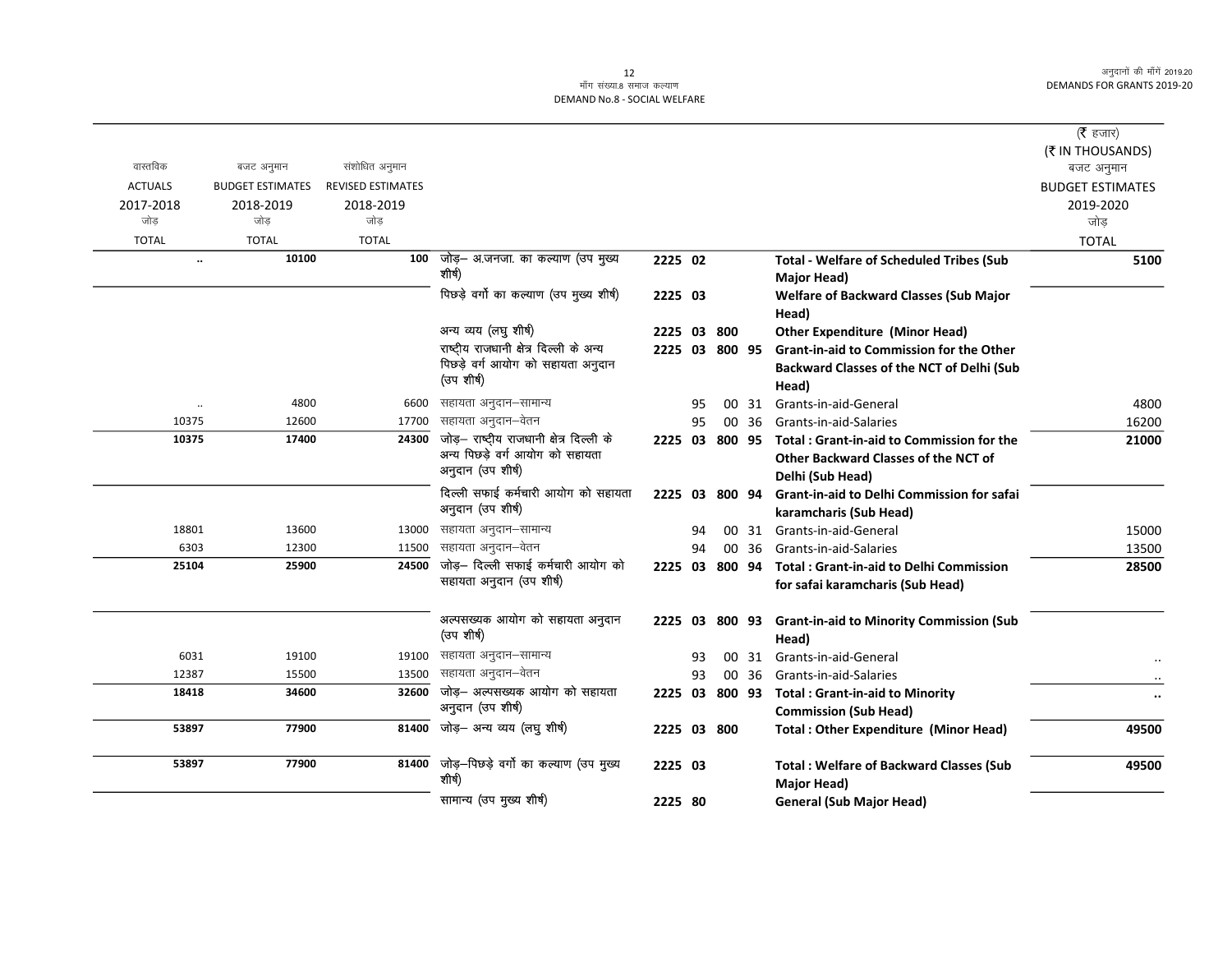| वास्तविक ACTUALS 2017-2018 जोड़ TOTAL | बजट अनुमान BUDGET ESTIMATES 2018-2019 जोड़ TOTAL | संशोधित अनुमान REVISED ESTIMATES 2018-2019 जोड़ TOTAL | | | | | | | (₹ हजार) (₹ IN THOUSANDS) बजट अनुमान BUDGET ESTIMATES 2019-2020 जोड़ TOTAL |
|---|---|---|---|---|---|---|---|---|---|
| .. | 10100 | 100 | जोड़– अ.जनजा. का कल्याण (उप मुख्य शीर्ष) | 2225 | 02 | | | **Total - Welfare of Scheduled Tribes (Sub Major Head)** | 5100 |
| | | | पिछड़े वर्गो का कल्याण (उप मुख्य शीर्ष) | 2225 | 03 | | | **Welfare of Backward Classes (Sub Major Head)** | |
| | | | अन्य व्यय (लघु शीर्ष) | 2225 | 03 | 800 | | **Other Expenditure (Minor Head)** | |
| | | | राष्ट्रीय राजधानी क्षेत्र दिल्ली के अन्य पिछड़े वर्ग आयोग को सहायता अनुदान (उप शीर्ष) | 2225 | 03 | 800 | 95 | **Grant-in-aid to Commission for the Other Backward Classes of the NCT of Delhi (Sub Head)** | |
| .. | 4800 | 6600 | सहायता अनुदान–सामान्य | | 95 | 00 | 31 | Grants-in-aid-General | 4800 |
| 10375 | 12600 | 17700 | सहायता अनुदान–वेतन | | 95 | 00 | 36 | Grants-in-aid-Salaries | 16200 |
| 10375 | 17400 | 24300 | जोड़– राष्ट्रीय राजधानी क्षेत्र दिल्ली के अन्य पिछड़े वर्ग आयोग को सहायता अनुदान (उप शीर्ष) | 2225 | 03 | 800 | 95 | **Total : Grant-in-aid to Commission for the Other Backward Classes of the NCT of Delhi (Sub Head)** | 21000 |
| | | | दिल्ली सफाई कर्मचारी आयोग को सहायता अनुदान (उप शीर्ष) | 2225 | 03 | 800 | 94 | **Grant-in-aid to Delhi Commission for safai karamcharis (Sub Head)** | |
| 18801 | 13600 | 13000 | सहायता अनुदान–सामान्य | | 94 | 00 | 31 | Grants-in-aid-General | 15000 |
| 6303 | 12300 | 11500 | सहायता अनुदान–वेतन | | 94 | 00 | 36 | Grants-in-aid-Salaries | 13500 |
| 25104 | 25900 | 24500 | जोड़– दिल्ली सफाई कर्मचारी आयोग को सहायता अनुदान (उप शीर्ष) | 2225 | 03 | 800 | 94 | **Total : Grant-in-aid to Delhi Commission for safai karamcharis (Sub Head)** | 28500 |
| | | | अल्पसख्यक आयोग को सहायता अनुदान (उप शीर्ष) | 2225 | 03 | 800 | 93 | **Grant-in-aid to Minority Commission (Sub Head)** | |
| 6031 | 19100 | 19100 | सहायता अनुदान–सामान्य | | 93 | 00 | 31 | Grants-in-aid-General | .. |
| 12387 | 15500 | 13500 | सहायता अनुदान–वेतन | | 93 | 00 | 36 | Grants-in-aid-Salaries | .. |
| 18418 | 34600 | 32600 | जोड़– अल्पसख्यक आयोग को सहायता अनुदान (उप शीर्ष) | 2225 | 03 | 800 | 93 | **Total : Grant-in-aid to Minority Commission (Sub Head)** | .. |
| 53897 | 77900 | 81400 | जोड़– अन्य व्यय (लघु शीर्ष) | 2225 | 03 | 800 | | **Total : Other Expenditure (Minor Head)** | 49500 |
| 53897 | 77900 | 81400 | जोड़–पिछड़े वर्गो का कल्याण (उप मुख्य शीर्ष) | 2225 | 03 | | | **Total : Welfare of Backward Classes (Sub Major Head)** | 49500 |
| | | | सामान्य (उप मुख्य शीर्ष) | 2225 | 80 | | | **General (Sub Major Head)** | |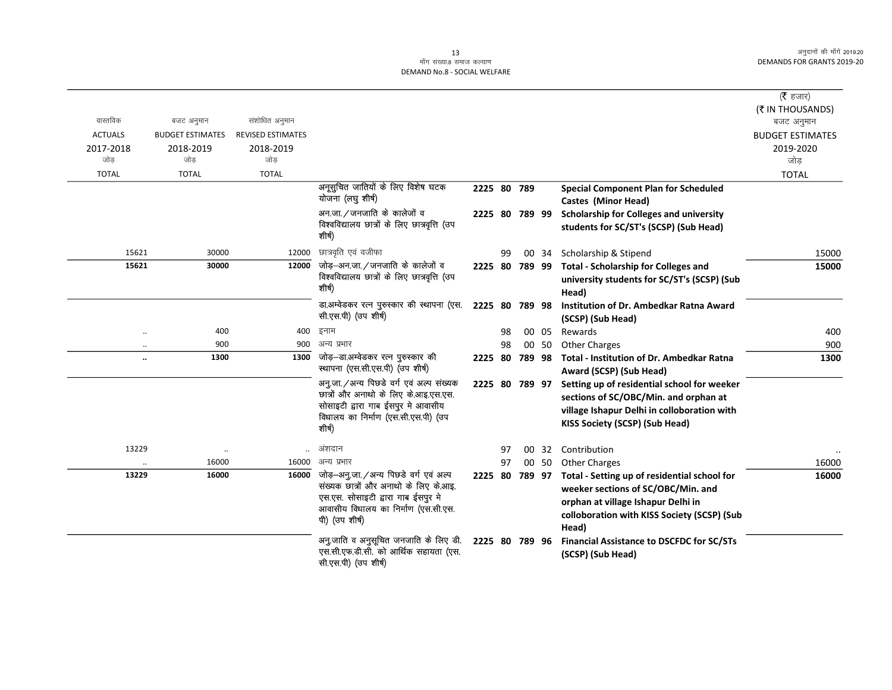| वास्तविक ACTUALS 2017-2018 जोड़ TOTAL | बजट अनुमान BUDGET ESTIMATES 2018-2019 जोड़ TOTAL | संशोधित अनुमान REVISED ESTIMATES 2018-2019 जोड़ TOTAL | | | | | | | (₹ हजार) (₹ IN THOUSANDS) बजट अनुमान BUDGET ESTIMATES 2019-2020 जोड़ TOTAL |
|---|---|---|---|---|---|---|---|---|---|
| | | | अनूसुचित जातियों के लिए विशेष घटक योजना (लघु शीर्ष) | 2225 | 80 | 789 | | **Special Component Plan for Scheduled Castes (Minor Head)** | |
| | | | अन.जा./जनजाति के कालेजों व विश्वविद्यालय छात्रों के लिए छात्रवृत्ति (उप शीर्ष) | 2225 | 80 | 789 | 99 | **Scholarship for Colleges and university students for SC/ST's (SCSP) (Sub Head)** | |
| 15621 | 30000 | 12000 | छात्रवृत्ति एवं वजीफा | | 99 | 00 | 34 | Scholarship & Stipend | 15000 |
| **15621** | **30000** | **12000** | जोड़–अन.जा./जनजाति के कालेजों व विश्वविद्यालय छात्रों के लिए छात्रवृत्ति (उप शीर्ष) | 2225 | 80 | 789 | 99 | **Total - Scholarship for Colleges and university students for SC/ST's (SCSP) (Sub Head)** | **15000** |
| | | | डा.अम्बेडकर रत्न पुरुस्कार की स्थापना (एस.सी.एस.पी) (उप शीर्ष) | 2225 | 80 | 789 | 98 | **Institution of Dr. Ambedkar Ratna Award (SCSP) (Sub Head)** | |
| .. | 400 | 400 | इनाम | | 98 | 00 | 05 | Rewards | 400 |
| .. | 900 | 900 | अन्य प्रभार | | 98 | 00 | 50 | Other Charges | 900 |
| **..** | **1300** | **1300** | जोड़–डा.अम्बेडकर रत्न पुरुस्कार की स्थापना (एस.सी.एस.पी) (उप शीर्ष) | 2225 | 80 | 789 | 98 | **Total - Institution of Dr. Ambedkar Ratna Award (SCSP) (Sub Head)** | **1300** |
| | | | अनु.जा./अन्य पिछडे वर्ग एवं अल्प संख्यक छात्रों और अनाथो के लिए के.आइ.एस.एस. सोसाइटी द्वारा गाब ईसपुर मे आवासीय विधालय का निर्माण (एस.सी.एस.पी) (उप शीर्ष) | 2225 | 80 | 789 | 97 | **Setting up of residential school for weeker sections of SC/OBC/Min. and orphan at village Ishapur Delhi in colloboration with KISS Society (SCSP) (Sub Head)** | |
| 13229 | .. | .. | अंशदान | | 97 | 00 | 32 | Contribution | .. |
| .. | 16000 | 16000 | अन्य प्रभार | | 97 | 00 | 50 | Other Charges | 16000 |
| **13229** | **16000** | **16000** | जोड़–अनु.जा./अन्य पिछडे वर्ग एवं अल्प संख्यक छात्रों और अनाथो के लिए के.आइ.एस.एस. सोसाइटी द्वारा गाब ईसपुर मे आवासीय विधालय का निर्माण (एस.सी.एस.पी) (उप शीर्ष) | 2225 | 80 | 789 | 97 | **Total - Setting up of residential school for weeker sections of SC/OBC/Min. and orphan at village Ishapur Delhi in colloboration with KISS Society (SCSP) (Sub Head)** | **16000** |
| | | | अनु.जाति व अनुसूचित जनजाति के लिए डी.एस.सी.एफ.डी.सी. को आर्थिक सहायता (एस.सी.एस.पी) (उप शीर्ष) | 2225 | 80 | 789 | 96 | **Financial Assistance to DSCFDC for SC/STs (SCSP) (Sub Head)** | |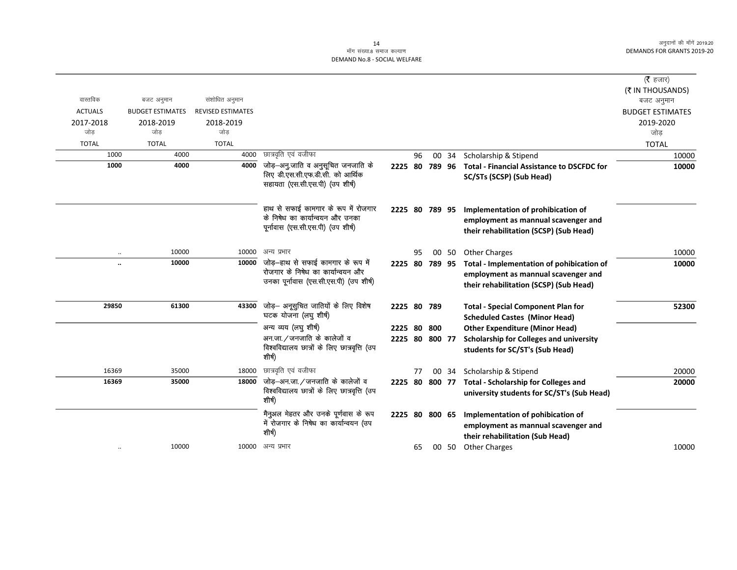DEMAND No.8 - SOCIAL WELFARE

मॉंग संख्या.8 समाज कल्याण

(₹ हजार)
(₹ IN THOUSANDS)

| वास्तविक ACTUALS 2017-2018 जोड़ TOTAL | बजट अनुमान BUDGET ESTIMATES 2018-2019 जोड़ TOTAL | संशोधित अनुमान REVISED ESTIMATES 2018-2019 जोड़ TOTAL | | | | | | | बजट अनुमान BUDGET ESTIMATES 2019-2020 जोड़ TOTAL |
|---|---|---|---|---|---|---|---|---|---|
| 1000 | 4000 | 4000 | छात्रवृति एवं वजीफा | | 96 | 00 | 34 | Scholarship & Stipend | 10000 |
| **1000** | **4000** | **4000** | जोड़–अनु.जाति व अनुसूचित जनजाति के लिए डी.एस.सी.एफ.डी.सी. को आर्थिक सहायता (एस.सी.एस.पी) (उप शीर्ष) | **2225** | **80** | **789** | **96** | **Total - Financial Assistance to DSCFDC for SC/STs (SCSP) (Sub Head)** | **10000** |
| | | | हाथ से सफाई कामगार के रूप में रोजगार के निषेध का कार्यान्वयन और उनका पूर्नावास (एस.सी.एस.पी) (उप शीर्ष) | **2225** | **80** | **789** | **95** | **Implementation of prohibication of employment as mannual scavenger and their rehabilitation (SCSP) (Sub Head)** | |
| .. | 10000 | 10000 | अन्य प्रभार | | 95 | 00 | 50 | Other Charges | 10000 |
| **..** | **10000** | **10000** | जोड़–हाथ से सफाई कामगार के रूप में रोजगार के निषेध का कार्यान्वयन और उनका पूर्नावास (एस.सी.एस.पी) (उप शीर्ष) | **2225** | **80** | **789** | **95** | **Total - Implementation of pohibication of employment as mannual scavenger and their rehabilitation (SCSP) (Sub Head)** | **10000** |
| **29850** | **61300** | **43300** | जोड़– अनूसुचित जातियों के लिए विशेष घटक योजना (लघु शीर्ष) | **2225** | **80** | **789** | | **Total - Special Component Plan for Scheduled Castes (Minor Head)** | **52300** |
| | | | अन्य व्यय (लघु शीर्ष) | **2225** | **80** | **800** | | **Other Expenditure (Minor Head)** | |
| | | | अन.जा. / जनजाति के कालेजों व विश्वविद्यालय छात्रों के लिए छात्रवृत्ति (उप शीर्ष) | **2225** | **80** | **800** | **77** | **Scholarship for Colleges and university students for SC/ST's (Sub Head)** | |
| 16369 | 35000 | 18000 | छात्रवृति एवं वजीफा | | 77 | 00 | 34 | Scholarship & Stipend | 20000 |
| **16369** | **35000** | **18000** | जोड़–अन.जा. / जनजाति के कालेजों व विश्वविद्यालय छात्रों के लिए छात्रवृत्ति (उप शीर्ष) | **2225** | **80** | **800** | **77** | **Total - Scholarship for Colleges and university students for SC/ST's (Sub Head)** | **20000** |
| | | | मैनुअल मेहतर और उनके पूर्णवास के रूप में रोजगार के निषेध का कार्यान्वयन (उप शीर्ष) | **2225** | **80** | **800** | **65** | **Implementation of pohibication of employment as mannual scavenger and their rehabilitation (Sub Head)** | |
| .. | 10000 | 10000 | अन्य प्रभार | | 65 | 00 | 50 | Other Charges | 10000 |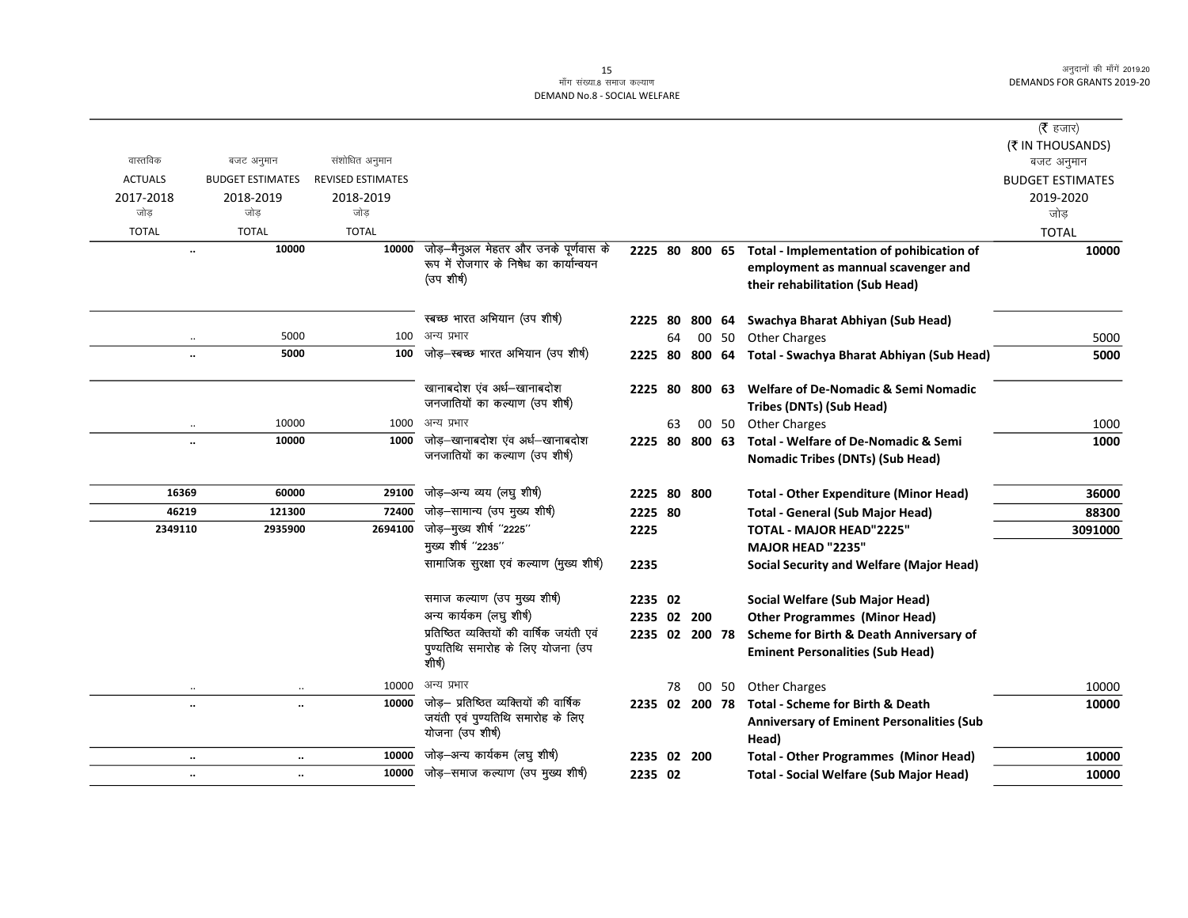| वास्तविक ACTUALS 2017-2018 जोड़ TOTAL | बजट अनुमान BUDGET ESTIMATES 2018-2019 जोड़ TOTAL | संशोधित अनुमान REVISED ESTIMATES 2018-2019 जोड़ TOTAL | | | | (₹ हजार) (₹ IN THOUSANDS) बजट अनुमान BUDGET ESTIMATES 2019-2020 जोड़ TOTAL |
|---|---|---|---|---|---|---|
| .. | 10000 | 10000 | जोड़–मैनुअल मेहतर और उनके पूर्णवास के रूप में रोजगार के निषेध का कार्यान्वयन (उप शीर्ष) | 2225 80 800 65 | Total - Implementation of pohibication of employment as mannual scavenger and their rehabilitation (Sub Head) | 10000 |
| | | | स्वच्छ भारत अभियान (उप शीर्ष) | 2225 80 800 64 | Swachya Bharat Abhiyan (Sub Head) | |
| .. | 5000 | 100 | अन्य प्रभार | 64 00 50 | Other Charges | 5000 |
| .. | 5000 | 100 | जोड़–स्वच्छ भारत अभियान (उप शीर्ष) | 2225 80 800 64 | Total - Swachya Bharat Abhiyan (Sub Head) | 5000 |
| | | | खानाबदोश एंव अर्ध–खानाबदोश जनजातियों का कल्याण (उप शीर्ष) | 2225 80 800 63 | Welfare of De-Nomadic & Semi Nomadic Tribes (DNTs) (Sub Head) | |
| .. | 10000 | 1000 | अन्य प्रभार | 63 00 50 | Other Charges | 1000 |
| .. | 10000 | 1000 | जोड़–खानाबदोश एंव अर्ध–खानाबदोश जनजातियों का कल्याण (उप शीर्ष) | 2225 80 800 63 | Total - Welfare of De-Nomadic & Semi Nomadic Tribes (DNTs) (Sub Head) | 1000 |
| 16369 | 60000 | 29100 | जोड़–अन्य व्यय (लघु शीर्ष) | 2225 80 800 | Total - Other Expenditure (Minor Head) | 36000 |
| 46219 | 121300 | 72400 | जोड़–सामान्य (उप मुख्य शीर्ष) | 2225 80 | Total - General (Sub Major Head) | 88300 |
| 2349110 | 2935900 | 2694100 | जोड़–मुख्य शीर्ष "2225" | 2225 | TOTAL - MAJOR HEAD"2225" | 3091000 |
| | | | मुख्य शीर्ष "2235" | | MAJOR HEAD "2235" | |
| | | | सामाजिक सुरक्षा एवं कल्याण (मुख्य शीर्ष) | 2235 | Social Security and Welfare (Major Head) | |
| | | | समाज कल्याण (उप मुख्य शीर्ष) | 2235 02 | Social Welfare (Sub Major Head) | |
| | | | अन्य कार्यक्रम (लघु शीर्ष) | 2235 02 200 | Other Programmes (Minor Head) | |
| | | | प्रतिष्ठित व्यक्तियों की वार्षिक जयंती एवं पुण्यतिथि समारोह के लिए योजना (उप शीर्ष) | 2235 02 200 78 | Scheme for Birth & Death Anniversary of Eminent Personalities (Sub Head) | |
| .. | .. | 10000 | अन्य प्रभार | 78 00 50 | Other Charges | 10000 |
| .. | .. | 10000 | जोड़– प्रतिष्ठित व्यक्तियों की वार्षिक जयंती एवं पुण्यतिथि समारोह के लिए योजना (उप शीर्ष) | 2235 02 200 78 | Total - Scheme for Birth & Death Anniversary of Eminent Personalities (Sub Head) | 10000 |
| .. | .. | 10000 | जोड़–अन्य कार्यक्रम (लघु शीर्ष) | 2235 02 200 | Total - Other Programmes (Minor Head) | 10000 |
| .. | .. | 10000 | जोड़–समाज कल्याण (उप मुख्य शीर्ष) | 2235 02 | Total - Social Welfare (Sub Major Head) | 10000 |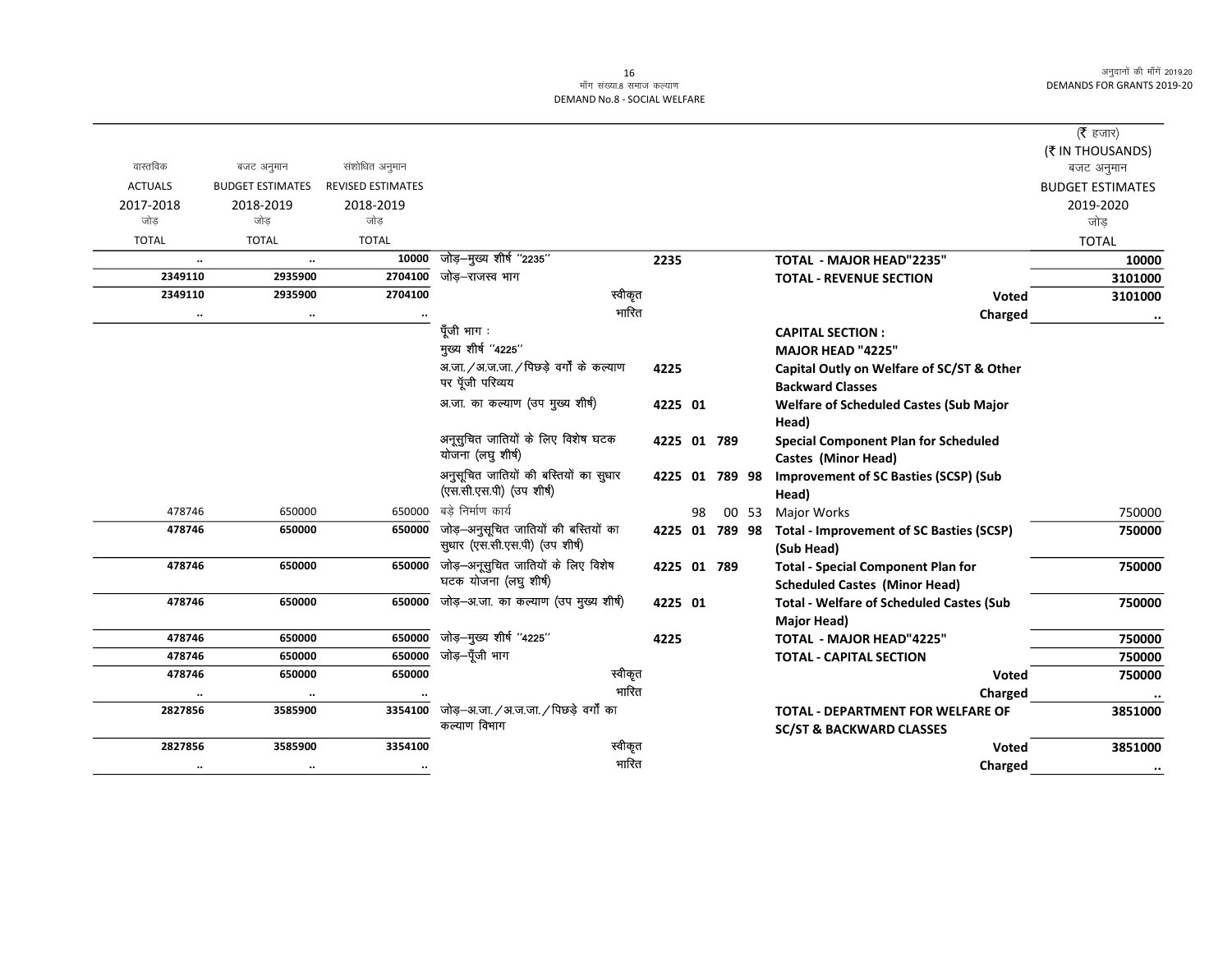| वास्तविक ACTUALS 2017-2018 जोड़ TOTAL | बजट अनुमान BUDGET ESTIMATES 2018-2019 जोड़ TOTAL | संशोधित अनुमान REVISED ESTIMATES 2018-2019 जोड़ TOTAL | | | | (₹ हजार) (₹ IN THOUSANDS) बजट अनुमान BUDGET ESTIMATES 2019-2020 जोड़ TOTAL |
|---|---|---|---|---|---|---|
| .. | .. | 10000 | जोड़–मुख्य शीर्ष "2235" | 2235 | TOTAL - MAJOR HEAD"2235" | 10000 |
| 2349110 | 2935900 | 2704100 | जोड़–राजस्व भाग | | TOTAL - REVENUE SECTION | 3101000 |
| 2349110 | 2935900 | 2704100 | स्वीकृत | | Voted | 3101000 |
| .. | .. | .. | भारित | | Charged | .. |
| | | | पूँजी भाग : | | CAPITAL SECTION : | |
| | | | मुख्य शीर्ष "4225" | | MAJOR HEAD "4225" | |
| | | | अ.जा. / अ.ज.जा. / पिछड़े वर्गों के कल्याण पर पूँजी परिव्यय | 4225 | Capital Outly on Welfare of SC/ST & Other Backward Classes | |
| | | | अ.जा. का कल्याण (उप मुख्य शीर्ष) | 4225 01 | Welfare of Scheduled Castes (Sub Major Head) | |
| | | | अनूसुचित जातियों के लिए विशेष घटक योजना (लघु शीर्ष) | 4225 01 789 | Special Component Plan for Scheduled Castes (Minor Head) | |
| | | | अनुसूचित जातियों की बस्तियों का सुधार (एस.सी.एस.पी) (उप शीर्ष) | 4225 01 789 98 | Improvement of SC Basties (SCSP) (Sub Head) | |
| 478746 | 650000 | 650000 | बड़े निर्माण कार्य | 98 00 53 | Major Works | 750000 |
| 478746 | 650000 | 650000 | जोड़–अनुसूचित जातियों की बस्तियों का सुधार (एस.सी.एस.पी) (उप शीर्ष) | 4225 01 789 98 | Total - Improvement of SC Basties (SCSP) (Sub Head) | 750000 |
| 478746 | 650000 | 650000 | जोड़–अनूसुचित जातियों के लिए विशेष घटक योजना (लघु शीर्ष) | 4225 01 789 | Total - Special Component Plan for Scheduled Castes (Minor Head) | 750000 |
| 478746 | 650000 | 650000 | जोड़–अ.जा. का कल्याण (उप मुख्य शीर्ष) | 4225 01 | Total - Welfare of Scheduled Castes (Sub Major Head) | 750000 |
| 478746 | 650000 | 650000 | जोड़–मुख्य शीर्ष "4225" | 4225 | TOTAL - MAJOR HEAD"4225" | 750000 |
| 478746 | 650000 | 650000 | जोड़–पूँजी भाग | | TOTAL - CAPITAL SECTION | 750000 |
| 478746 | 650000 | 650000 | स्वीकृत | | Voted | 750000 |
| .. | .. | .. | भारित | | Charged | .. |
| 2827856 | 3585900 | 3354100 | जोड़–अ.जा. / अ.ज.जा. / पिछड़े वर्गों का कल्याण विभाग | | TOTAL - DEPARTMENT FOR WELFARE OF SC/ST & BACKWARD CLASSES | 3851000 |
| 2827856 | 3585900 | 3354100 | स्वीकृत | | Voted | 3851000 |
| .. | .. | .. | भारित | | Charged | .. |